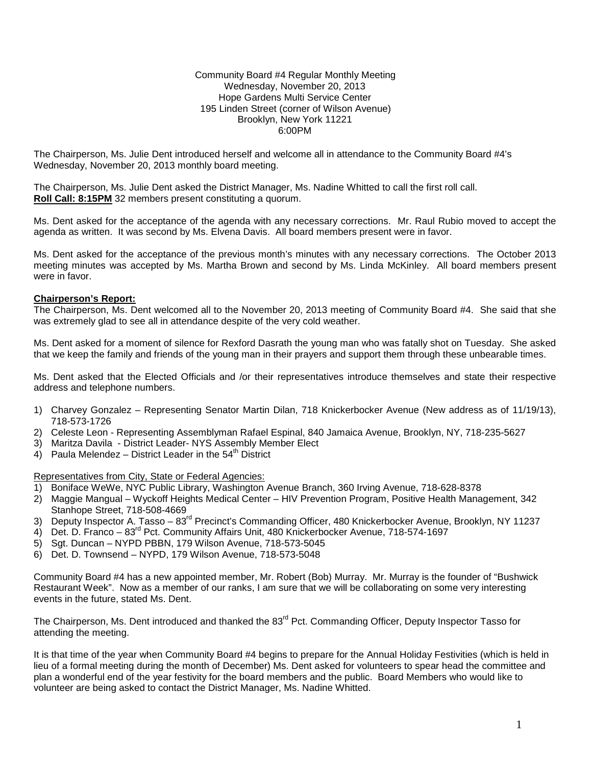Community Board #4 Regular Monthly Meeting
Wednesday, November 20, 2013
Hope Gardens Multi Service Center
195 Linden Street (corner of Wilson Avenue)
Brooklyn, New York 11221
6:00PM

The Chairperson, Ms. Julie Dent introduced herself and welcome all in attendance to the Community Board #4's Wednesday, November 20, 2013 monthly board meeting.

The Chairperson, Ms. Julie Dent asked the District Manager, Ms. Nadine Whitted to call the first roll call.
**Roll Call: 8:15PM** 32 members present constituting a quorum.

Ms. Dent asked for the acceptance of the agenda with any necessary corrections. Mr. Raul Rubio moved to accept the agenda as written. It was second by Ms. Elvena Davis. All board members present were in favor.

Ms. Dent asked for the acceptance of the previous month's minutes with any necessary corrections. The October 2013 meeting minutes was accepted by Ms. Martha Brown and second by Ms. Linda McKinley. All board members present were in favor.

**Chairperson's Report:**
The Chairperson, Ms. Dent welcomed all to the November 20, 2013 meeting of Community Board #4. She said that she was extremely glad to see all in attendance despite of the very cold weather.

Ms. Dent asked for a moment of silence for Rexford Dasrath the young man who was fatally shot on Tuesday. She asked that we keep the family and friends of the young man in their prayers and support them through these unbearable times.

Ms. Dent asked that the Elected Officials and /or their representatives introduce themselves and state their respective address and telephone numbers.

1) Charvey Gonzalez – Representing Senator Martin Dilan, 718 Knickerbocker Avenue (New address as of 11/19/13), 718-573-1726
2) Celeste Leon - Representing Assemblyman Rafael Espinal, 840 Jamaica Avenue, Brooklyn, NY, 718-235-5627
3) Maritza Davila - District Leader- NYS Assembly Member Elect
4) Paula Melendez – District Leader in the 54th District

Representatives from City, State or Federal Agencies:

1) Boniface WeWe, NYC Public Library, Washington Avenue Branch, 360 Irving Avenue, 718-628-8378
2) Maggie Mangual – Wyckoff Heights Medical Center – HIV Prevention Program, Positive Health Management, 342 Stanhope Street, 718-508-4669
3) Deputy Inspector A. Tasso – 83rd Precinct's Commanding Officer, 480 Knickerbocker Avenue, Brooklyn, NY 11237
4) Det. D. Franco – 83rd Pct. Community Affairs Unit, 480 Knickerbocker Avenue, 718-574-1697
5) Sgt. Duncan – NYPD PBBN, 179 Wilson Avenue, 718-573-5045
6) Det. D. Townsend – NYPD, 179 Wilson Avenue, 718-573-5048

Community Board #4 has a new appointed member, Mr. Robert (Bob) Murray. Mr. Murray is the founder of "Bushwick Restaurant Week". Now as a member of our ranks, I am sure that we will be collaborating on some very interesting events in the future, stated Ms. Dent.

The Chairperson, Ms. Dent introduced and thanked the 83rd Pct. Commanding Officer, Deputy Inspector Tasso for attending the meeting.

It is that time of the year when Community Board #4 begins to prepare for the Annual Holiday Festivities (which is held in lieu of a formal meeting during the month of December) Ms. Dent asked for volunteers to spear head the committee and plan a wonderful end of the year festivity for the board members and the public. Board Members who would like to volunteer are being asked to contact the District Manager, Ms. Nadine Whitted.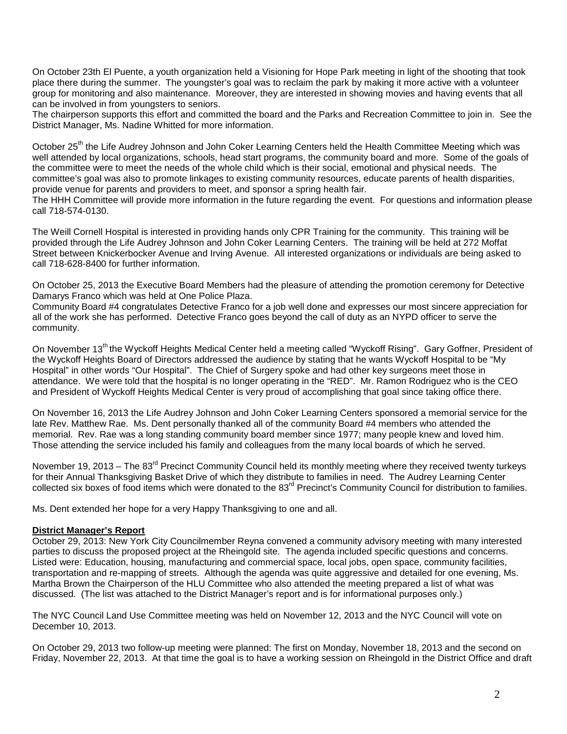On October 23th El Puente, a youth organization held a Visioning for Hope Park meeting in light of the shooting that took place there during the summer. The youngster's goal was to reclaim the park by making it more active with a volunteer group for monitoring and also maintenance. Moreover, they are interested in showing movies and having events that all can be involved in from youngsters to seniors.
The chairperson supports this effort and committed the board and the Parks and Recreation Committee to join in. See the District Manager, Ms. Nadine Whitted for more information.

October 25th the Life Audrey Johnson and John Coker Learning Centers held the Health Committee Meeting which was well attended by local organizations, schools, head start programs, the community board and more. Some of the goals of the committee were to meet the needs of the whole child which is their social, emotional and physical needs. The committee's goal was also to promote linkages to existing community resources, educate parents of health disparities, provide venue for parents and providers to meet, and sponsor a spring health fair.
The HHH Committee will provide more information in the future regarding the event. For questions and information please call 718-574-0130.

The Weill Cornell Hospital is interested in providing hands only CPR Training for the community. This training will be provided through the Life Audrey Johnson and John Coker Learning Centers. The training will be held at 272 Moffat Street between Knickerbocker Avenue and Irving Avenue. All interested organizations or individuals are being asked to call 718-628-8400 for further information.

On October 25, 2013 the Executive Board Members had the pleasure of attending the promotion ceremony for Detective Damarys Franco which was held at One Police Plaza.
Community Board #4 congratulates Detective Franco for a job well done and expresses our most sincere appreciation for all of the work she has performed. Detective Franco goes beyond the call of duty as an NYPD officer to serve the community.

On November 13th the Wyckoff Heights Medical Center held a meeting called "Wyckoff Rising". Gary Goffner, President of the Wyckoff Heights Board of Directors addressed the audience by stating that he wants Wyckoff Hospital to be "My Hospital" in other words "Our Hospital". The Chief of Surgery spoke and had other key surgeons meet those in attendance. We were told that the hospital is no longer operating in the "RED". Mr. Ramon Rodriguez who is the CEO and President of Wyckoff Heights Medical Center is very proud of accomplishing that goal since taking office there.

On November 16, 2013 the Life Audrey Johnson and John Coker Learning Centers sponsored a memorial service for the late Rev. Matthew Rae. Ms. Dent personally thanked all of the community Board #4 members who attended the memorial. Rev. Rae was a long standing community board member since 1977; many people knew and loved him. Those attending the service included his family and colleagues from the many local boards of which he served.

November 19, 2013 – The 83rd Precinct Community Council held its monthly meeting where they received twenty turkeys for their Annual Thanksgiving Basket Drive of which they distribute to families in need. The Audrey Learning Center collected six boxes of food items which were donated to the 83rd Precinct's Community Council for distribution to families.

Ms. Dent extended her hope for a very Happy Thanksgiving to one and all.

**District Manager's Report**

October 29, 2013: New York City Councilmember Reyna convened a community advisory meeting with many interested parties to discuss the proposed project at the Rheingold site. The agenda included specific questions and concerns. Listed were: Education, housing, manufacturing and commercial space, local jobs, open space, community facilities, transportation and re-mapping of streets. Although the agenda was quite aggressive and detailed for one evening, Ms. Martha Brown the Chairperson of the HLU Committee who also attended the meeting prepared a list of what was discussed. (The list was attached to the District Manager's report and is for informational purposes only.)

The NYC Council Land Use Committee meeting was held on November 12, 2013 and the NYC Council will vote on December 10, 2013.

On October 29, 2013 two follow-up meeting were planned: The first on Monday, November 18, 2013 and the second on Friday, November 22, 2013. At that time the goal is to have a working session on Rheingold in the District Office and draft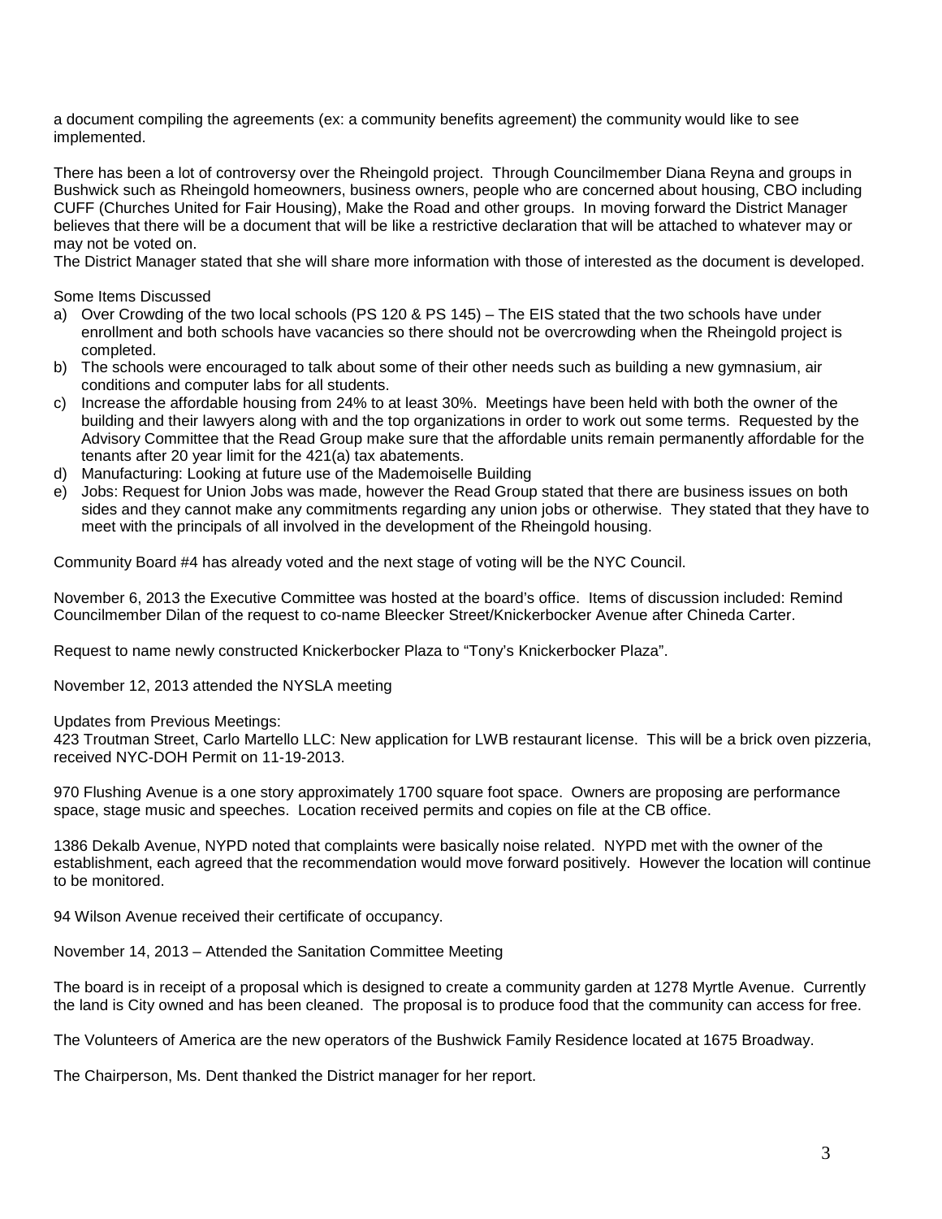a document compiling the agreements (ex: a community benefits agreement) the community would like to see implemented.

There has been a lot of controversy over the Rheingold project. Through Councilmember Diana Reyna and groups in Bushwick such as Rheingold homeowners, business owners, people who are concerned about housing, CBO including CUFF (Churches United for Fair Housing), Make the Road and other groups. In moving forward the District Manager believes that there will be a document that will be like a restrictive declaration that will be attached to whatever may or may not be voted on.

The District Manager stated that she will share more information with those of interested as the document is developed.

Some Items Discussed

a) Over Crowding of the two local schools (PS 120 & PS 145) – The EIS stated that the two schools have under enrollment and both schools have vacancies so there should not be overcrowding when the Rheingold project is completed.
b) The schools were encouraged to talk about some of their other needs such as building a new gymnasium, air conditions and computer labs for all students.
c) Increase the affordable housing from 24% to at least 30%. Meetings have been held with both the owner of the building and their lawyers along with and the top organizations in order to work out some terms. Requested by the Advisory Committee that the Read Group make sure that the affordable units remain permanently affordable for the tenants after 20 year limit for the 421(a) tax abatements.
d) Manufacturing: Looking at future use of the Mademoiselle Building
e) Jobs: Request for Union Jobs was made, however the Read Group stated that there are business issues on both sides and they cannot make any commitments regarding any union jobs or otherwise. They stated that they have to meet with the principals of all involved in the development of the Rheingold housing.

Community Board #4 has already voted and the next stage of voting will be the NYC Council.

November 6, 2013 the Executive Committee was hosted at the board's office. Items of discussion included: Remind Councilmember Dilan of the request to co-name Bleecker Street/Knickerbocker Avenue after Chineda Carter.

Request to name newly constructed Knickerbocker Plaza to "Tony's Knickerbocker Plaza".

November 12, 2013 attended the NYSLA meeting

Updates from Previous Meetings:
423 Troutman Street, Carlo Martello LLC: New application for LWB restaurant license. This will be a brick oven pizzeria, received NYC-DOH Permit on 11-19-2013.

970 Flushing Avenue is a one story approximately 1700 square foot space. Owners are proposing are performance space, stage music and speeches. Location received permits and copies on file at the CB office.

1386 Dekalb Avenue, NYPD noted that complaints were basically noise related. NYPD met with the owner of the establishment, each agreed that the recommendation would move forward positively. However the location will continue to be monitored.

94 Wilson Avenue received their certificate of occupancy.

November 14, 2013 – Attended the Sanitation Committee Meeting

The board is in receipt of a proposal which is designed to create a community garden at 1278 Myrtle Avenue. Currently the land is City owned and has been cleaned. The proposal is to produce food that the community can access for free.

The Volunteers of America are the new operators of the Bushwick Family Residence located at 1675 Broadway.

The Chairperson, Ms. Dent thanked the District manager for her report.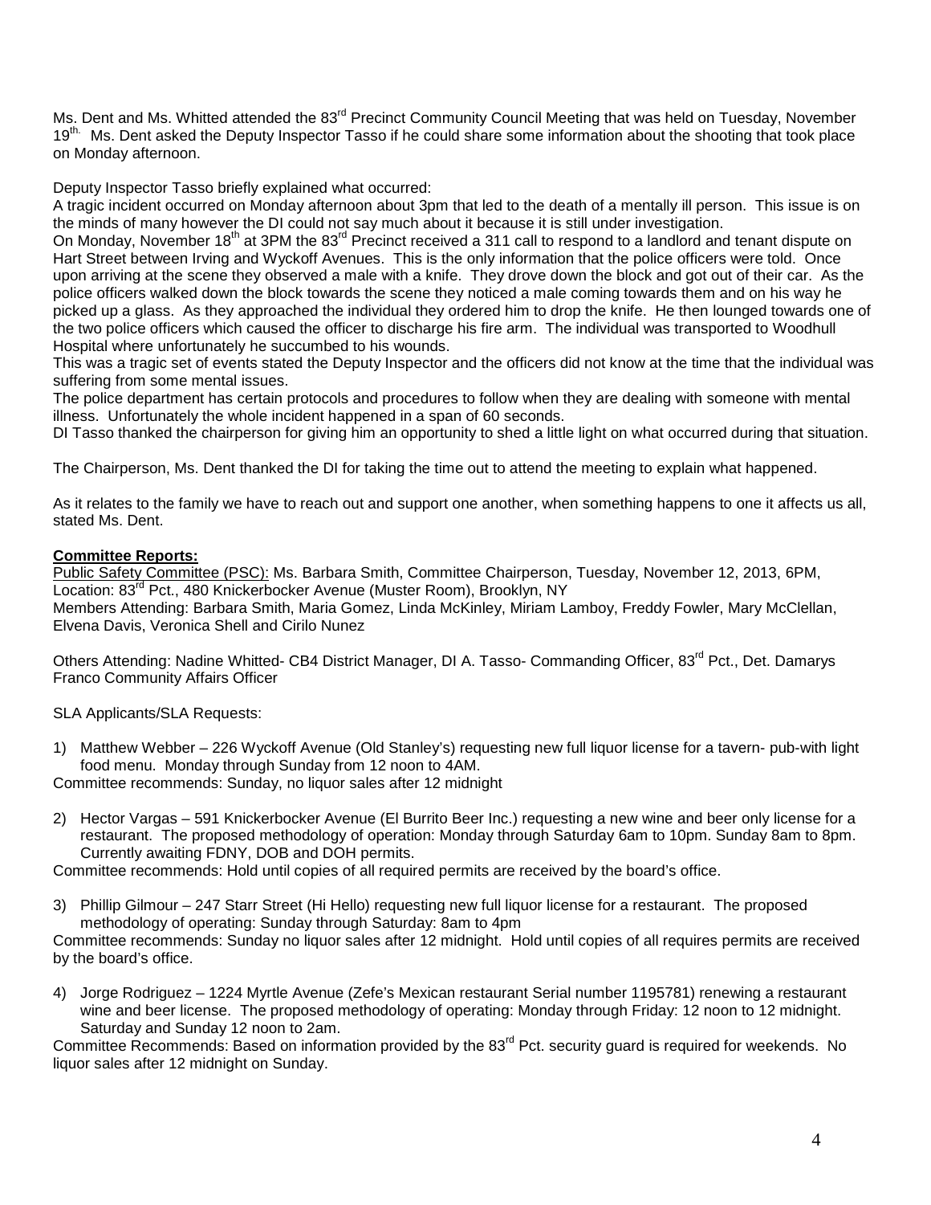Ms. Dent and Ms. Whitted attended the 83rd Precinct Community Council Meeting that was held on Tuesday, November 19th. Ms. Dent asked the Deputy Inspector Tasso if he could share some information about the shooting that took place on Monday afternoon.

Deputy Inspector Tasso briefly explained what occurred:
A tragic incident occurred on Monday afternoon about 3pm that led to the death of a mentally ill person. This issue is on the minds of many however the DI could not say much about it because it is still under investigation.
On Monday, November 18th at 3PM the 83rd Precinct received a 311 call to respond to a landlord and tenant dispute on Hart Street between Irving and Wyckoff Avenues. This is the only information that the police officers were told. Once upon arriving at the scene they observed a male with a knife. They drove down the block and got out of their car. As the police officers walked down the block towards the scene they noticed a male coming towards them and on his way he picked up a glass. As they approached the individual they ordered him to drop the knife. He then lounged towards one of the two police officers which caused the officer to discharge his fire arm. The individual was transported to Woodhull Hospital where unfortunately he succumbed to his wounds.
This was a tragic set of events stated the Deputy Inspector and the officers did not know at the time that the individual was suffering from some mental issues.
The police department has certain protocols and procedures to follow when they are dealing with someone with mental illness. Unfortunately the whole incident happened in a span of 60 seconds.
DI Tasso thanked the chairperson for giving him an opportunity to shed a little light on what occurred during that situation.

The Chairperson, Ms. Dent thanked the DI for taking the time out to attend the meeting to explain what happened.

As it relates to the family we have to reach out and support one another, when something happens to one it affects us all, stated Ms. Dent.

**Committee Reports:**
Public Safety Committee (PSC): Ms. Barbara Smith, Committee Chairperson, Tuesday, November 12, 2013, 6PM, Location: 83rd Pct., 480 Knickerbocker Avenue (Muster Room), Brooklyn, NY
Members Attending: Barbara Smith, Maria Gomez, Linda McKinley, Miriam Lamboy, Freddy Fowler, Mary McClellan, Elvena Davis, Veronica Shell and Cirilo Nunez

Others Attending: Nadine Whitted- CB4 District Manager, DI A. Tasso- Commanding Officer, 83rd Pct., Det. Damarys Franco Community Affairs Officer

SLA Applicants/SLA Requests:

1) Matthew Webber – 226 Wyckoff Avenue (Old Stanley's) requesting new full liquor license for a tavern- pub-with light food menu. Monday through Sunday from 12 noon to 4AM.

Committee recommends: Sunday, no liquor sales after 12 midnight

2) Hector Vargas – 591 Knickerbocker Avenue (El Burrito Beer Inc.) requesting a new wine and beer only license for a restaurant. The proposed methodology of operation: Monday through Saturday 6am to 10pm. Sunday 8am to 8pm. Currently awaiting FDNY, DOB and DOH permits.

Committee recommends: Hold until copies of all required permits are received by the board's office.

3) Phillip Gilmour – 247 Starr Street (Hi Hello) requesting new full liquor license for a restaurant. The proposed methodology of operating: Sunday through Saturday: 8am to 4pm

Committee recommends: Sunday no liquor sales after 12 midnight. Hold until copies of all requires permits are received by the board's office.

4) Jorge Rodriguez – 1224 Myrtle Avenue (Zefe's Mexican restaurant Serial number 1195781) renewing a restaurant wine and beer license. The proposed methodology of operating: Monday through Friday: 12 noon to 12 midnight. Saturday and Sunday 12 noon to 2am.

Committee Recommends: Based on information provided by the 83rd Pct. security guard is required for weekends. No liquor sales after 12 midnight on Sunday.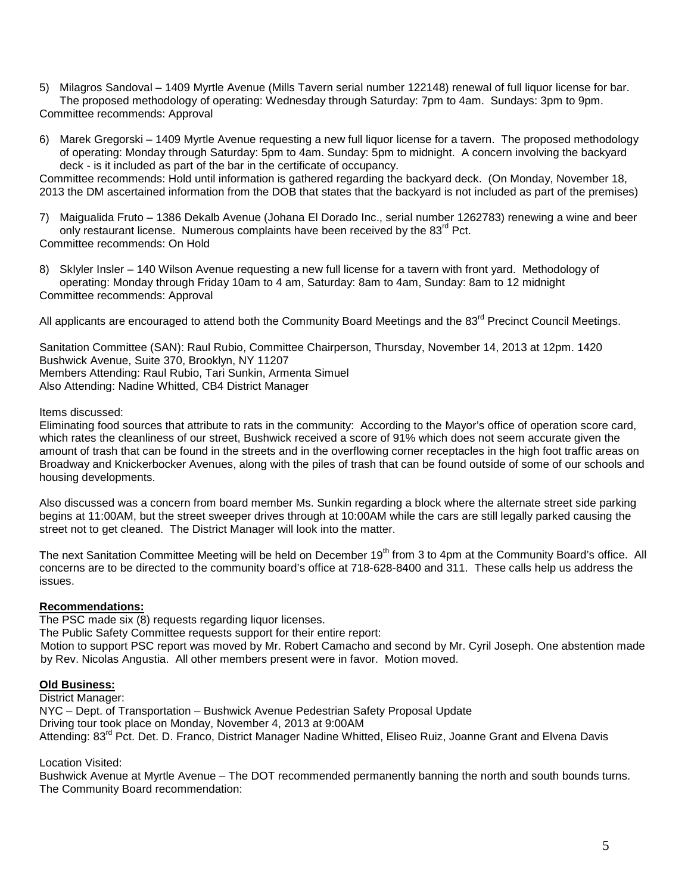5) Milagros Sandoval – 1409 Myrtle Avenue (Mills Tavern serial number 122148) renewal of full liquor license for bar. The proposed methodology of operating: Wednesday through Saturday: 7pm to 4am. Sundays: 3pm to 9pm.

Committee recommends: Approval

6) Marek Gregorski – 1409 Myrtle Avenue requesting a new full liquor license for a tavern. The proposed methodology of operating: Monday through Saturday: 5pm to 4am. Sunday: 5pm to midnight. A concern involving the backyard deck - is it included as part of the bar in the certificate of occupancy.

Committee recommends: Hold until information is gathered regarding the backyard deck. (On Monday, November 18, 2013 the DM ascertained information from the DOB that states that the backyard is not included as part of the premises)

7) Maigualida Fruto – 1386 Dekalb Avenue (Johana El Dorado Inc., serial number 1262783) renewing a wine and beer only restaurant license. Numerous complaints have been received by the 83rd Pct.

Committee recommends: On Hold

8) Sklyler Insler – 140 Wilson Avenue requesting a new full license for a tavern with front yard. Methodology of operating: Monday through Friday 10am to 4 am, Saturday: 8am to 4am, Sunday: 8am to 12 midnight

Committee recommends: Approval

All applicants are encouraged to attend both the Community Board Meetings and the 83rd Precinct Council Meetings.

Sanitation Committee (SAN): Raul Rubio, Committee Chairperson, Thursday, November 14, 2013 at 12pm. 1420 Bushwick Avenue, Suite 370, Brooklyn, NY 11207
Members Attending: Raul Rubio, Tari Sunkin, Armenta Simuel
Also Attending: Nadine Whitted, CB4 District Manager

Items discussed:
Eliminating food sources that attribute to rats in the community: According to the Mayor's office of operation score card, which rates the cleanliness of our street, Bushwick received a score of 91% which does not seem accurate given the amount of trash that can be found in the streets and in the overflowing corner receptacles in the high foot traffic areas on Broadway and Knickerbocker Avenues, along with the piles of trash that can be found outside of some of our schools and housing developments.

Also discussed was a concern from board member Ms. Sunkin regarding a block where the alternate street side parking begins at 11:00AM, but the street sweeper drives through at 10:00AM while the cars are still legally parked causing the street not to get cleaned. The District Manager will look into the matter.

The next Sanitation Committee Meeting will be held on December 19th from 3 to 4pm at the Community Board's office. All concerns are to be directed to the community board's office at 718-628-8400 and 311. These calls help us address the issues.

**Recommendations:**

The PSC made six (8) requests regarding liquor licenses.
The Public Safety Committee requests support for their entire report:
Motion to support PSC report was moved by Mr. Robert Camacho and second by Mr. Cyril Joseph. One abstention made by Rev. Nicolas Angustia. All other members present were in favor. Motion moved.

**Old Business:**

District Manager:
NYC – Dept. of Transportation – Bushwick Avenue Pedestrian Safety Proposal Update
Driving tour took place on Monday, November 4, 2013 at 9:00AM
Attending: 83rd Pct. Det. D. Franco, District Manager Nadine Whitted, Eliseo Ruiz, Joanne Grant and Elvena Davis

Location Visited:
Bushwick Avenue at Myrtle Avenue – The DOT recommended permanently banning the north and south bounds turns.
The Community Board recommendation: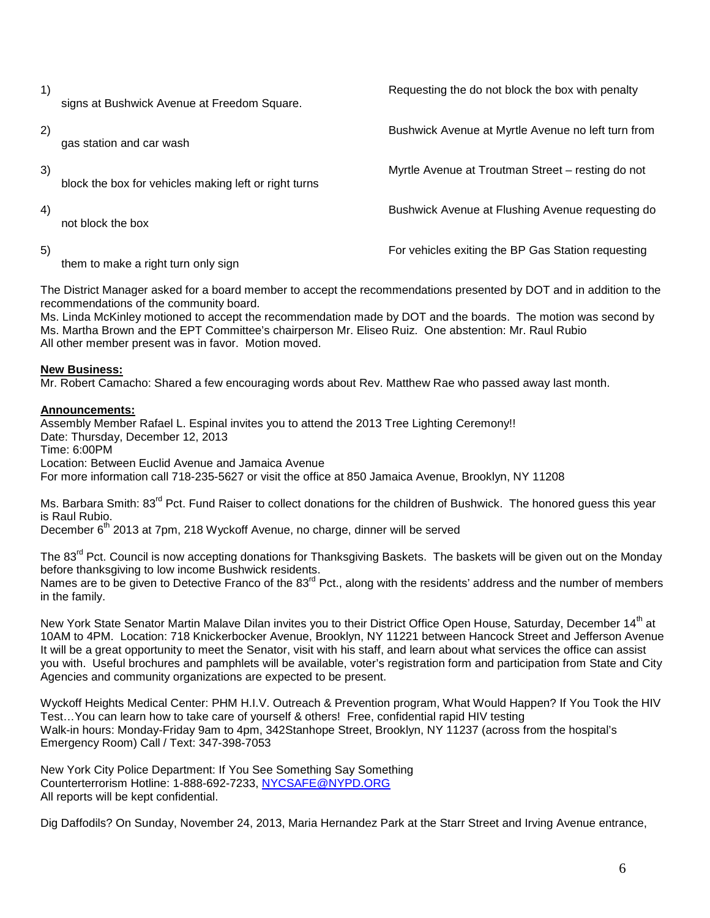1) Requesting the do not block the box with penalty signs at Bushwick Avenue at Freedom Square.

2) Bushwick Avenue at Myrtle Avenue no left turn from gas station and car wash

3) Myrtle Avenue at Troutman Street – resting do not block the box for vehicles making left or right turns

4) Bushwick Avenue at Flushing Avenue requesting do not block the box

5) For vehicles exiting the BP Gas Station requesting them to make a right turn only sign

The District Manager asked for a board member to accept the recommendations presented by DOT and in addition to the recommendations of the community board.
Ms. Linda McKinley motioned to accept the recommendation made by DOT and the boards. The motion was second by Ms. Martha Brown and the EPT Committee's chairperson Mr. Eliseo Ruiz. One abstention: Mr. Raul Rubio
All other member present was in favor. Motion moved.

**New Business:**
Mr. Robert Camacho: Shared a few encouraging words about Rev. Matthew Rae who passed away last month.

**Announcements:**
Assembly Member Rafael L. Espinal invites you to attend the 2013 Tree Lighting Ceremony!!
Date: Thursday, December 12, 2013
Time: 6:00PM
Location: Between Euclid Avenue and Jamaica Avenue
For more information call 718-235-5627 or visit the office at 850 Jamaica Avenue, Brooklyn, NY 11208

Ms. Barbara Smith: 83rd Pct. Fund Raiser to collect donations for the children of Bushwick. The honored guess this year is Raul Rubio.
December 6th 2013 at 7pm, 218 Wyckoff Avenue, no charge, dinner will be served

The 83rd Pct. Council is now accepting donations for Thanksgiving Baskets. The baskets will be given out on the Monday before thanksgiving to low income Bushwick residents.
Names are to be given to Detective Franco of the 83rd Pct., along with the residents' address and the number of members in the family.

New York State Senator Martin Malave Dilan invites you to their District Office Open House, Saturday, December 14th at 10AM to 4PM. Location: 718 Knickerbocker Avenue, Brooklyn, NY 11221 between Hancock Street and Jefferson Avenue It will be a great opportunity to meet the Senator, visit with his staff, and learn about what services the office can assist you with. Useful brochures and pamphlets will be available, voter's registration form and participation from State and City Agencies and community organizations are expected to be present.

Wyckoff Heights Medical Center: PHM H.I.V. Outreach & Prevention program, What Would Happen? If You Took the HIV Test…You can learn how to take care of yourself & others! Free, confidential rapid HIV testing
Walk-in hours: Monday-Friday 9am to 4pm, 342Stanhope Street, Brooklyn, NY 11237 (across from the hospital's Emergency Room) Call / Text: 347-398-7053

New York City Police Department: If You See Something Say Something
Counterterrorism Hotline: 1-888-692-7233, NYCSAFE@NYPD.ORG
All reports will be kept confidential.

Dig Daffodils? On Sunday, November 24, 2013, Maria Hernandez Park at the Starr Street and Irving Avenue entrance,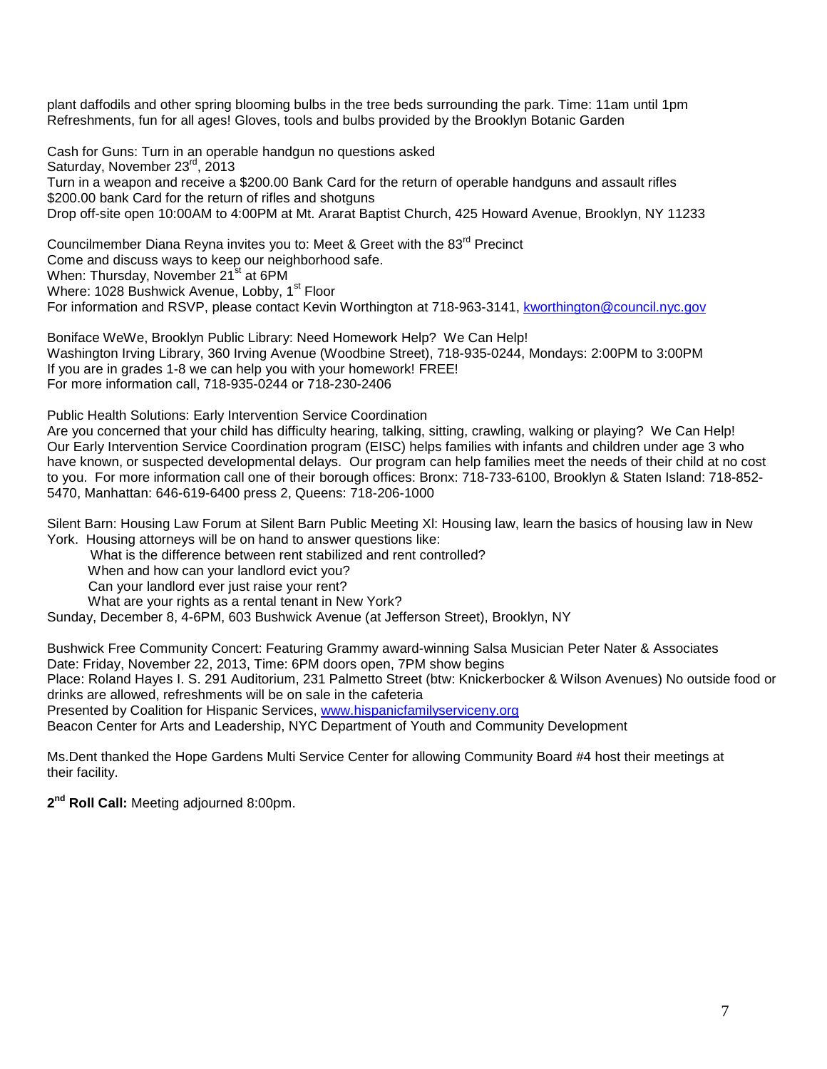plant daffodils and other spring blooming bulbs in the tree beds surrounding the park. Time: 11am until 1pm
Refreshments, fun for all ages! Gloves, tools and bulbs provided by the Brooklyn Botanic Garden

Cash for Guns: Turn in an operable handgun no questions asked
Saturday, November 23rd, 2013
Turn in a weapon and receive a $200.00 Bank Card for the return of operable handguns and assault rifles
$200.00 bank Card for the return of rifles and shotguns
Drop off-site open 10:00AM to 4:00PM at Mt. Ararat Baptist Church, 425 Howard Avenue, Brooklyn, NY 11233

Councilmember Diana Reyna invites you to: Meet & Greet with the 83rd Precinct
Come and discuss ways to keep our neighborhood safe.
When: Thursday, November 21st at 6PM
Where: 1028 Bushwick Avenue, Lobby, 1st Floor
For information and RSVP, please contact Kevin Worthington at 718-963-3141, kworthington@council.nyc.gov

Boniface WeWe, Brooklyn Public Library: Need Homework Help? We Can Help!
Washington Irving Library, 360 Irving Avenue (Woodbine Street), 718-935-0244, Mondays: 2:00PM to 3:00PM
If you are in grades 1-8 we can help you with your homework! FREE!
For more information call, 718-935-0244 or 718-230-2406

Public Health Solutions: Early Intervention Service Coordination
Are you concerned that your child has difficulty hearing, talking, sitting, crawling, walking or playing? We Can Help! Our Early Intervention Service Coordination program (EISC) helps families with infants and children under age 3 who have known, or suspected developmental delays. Our program can help families meet the needs of their child at no cost to you. For more information call one of their borough offices: Bronx: 718-733-6100, Brooklyn & Staten Island: 718-852-5470, Manhattan: 646-619-6400 press 2, Queens: 718-206-1000

Silent Barn: Housing Law Forum at Silent Barn Public Meeting XI: Housing law, learn the basics of housing law in New York. Housing attorneys will be on hand to answer questions like:

- What is the difference between rent stabilized and rent controlled?
- When and how can your landlord evict you?
- Can your landlord ever just raise your rent?
- What are your rights as a rental tenant in New York?

Sunday, December 8, 4-6PM, 603 Bushwick Avenue (at Jefferson Street), Brooklyn, NY

Bushwick Free Community Concert: Featuring Grammy award-winning Salsa Musician Peter Nater & Associates
Date: Friday, November 22, 2013, Time: 6PM doors open, 7PM show begins
Place: Roland Hayes I. S. 291 Auditorium, 231 Palmetto Street (btw: Knickerbocker & Wilson Avenues) No outside food or drinks are allowed, refreshments will be on sale in the cafeteria
Presented by Coalition for Hispanic Services, www.hispanicfamilyserviceny.org
Beacon Center for Arts and Leadership, NYC Department of Youth and Community Development

Ms.Dent thanked the Hope Gardens Multi Service Center for allowing Community Board #4 host their meetings at their facility.

**2nd Roll Call:** Meeting adjourned 8:00pm.